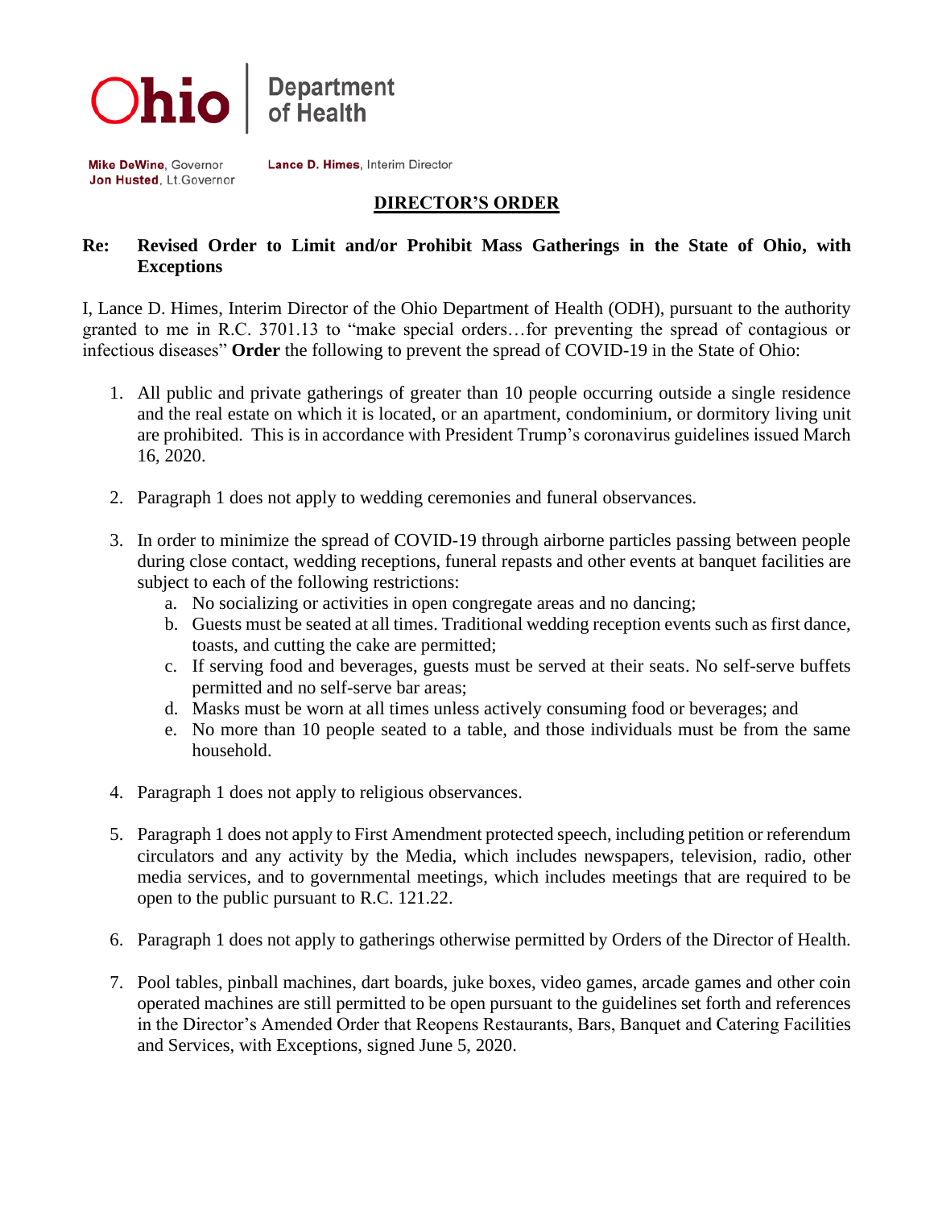**Ohio** | **Department of Health**

**Mike DeWine**, Governor
**Jon Husted**, Lt.Governor

**Lance D. Himes**, Interim Director

## DIRECTOR'S ORDER

**Re: Revised Order to Limit and/or Prohibit Mass Gatherings in the State of Ohio, with Exceptions**

I, Lance D. Himes, Interim Director of the Ohio Department of Health (ODH), pursuant to the authority granted to me in R.C. 3701.13 to "make special orders…for preventing the spread of contagious or infectious diseases" **Order** the following to prevent the spread of COVID-19 in the State of Ohio:

1. All public and private gatherings of greater than 10 people occurring outside a single residence and the real estate on which it is located, or an apartment, condominium, or dormitory living unit are prohibited. This is in accordance with President Trump's coronavirus guidelines issued March 16, 2020.

2. Paragraph 1 does not apply to wedding ceremonies and funeral observances.

3. In order to minimize the spread of COVID-19 through airborne particles passing between people during close contact, wedding receptions, funeral repasts and other events at banquet facilities are subject to each of the following restrictions:
   a. No socializing or activities in open congregate areas and no dancing;
   b. Guests must be seated at all times. Traditional wedding reception events such as first dance, toasts, and cutting the cake are permitted;
   c. If serving food and beverages, guests must be served at their seats. No self-serve buffets permitted and no self-serve bar areas;
   d. Masks must be worn at all times unless actively consuming food or beverages; and
   e. No more than 10 people seated to a table, and those individuals must be from the same household.

4. Paragraph 1 does not apply to religious observances.

5. Paragraph 1 does not apply to First Amendment protected speech, including petition or referendum circulators and any activity by the Media, which includes newspapers, television, radio, other media services, and to governmental meetings, which includes meetings that are required to be open to the public pursuant to R.C. 121.22.

6. Paragraph 1 does not apply to gatherings otherwise permitted by Orders of the Director of Health.

7. Pool tables, pinball machines, dart boards, juke boxes, video games, arcade games and other coin operated machines are still permitted to be open pursuant to the guidelines set forth and references in the Director's Amended Order that Reopens Restaurants, Bars, Banquet and Catering Facilities and Services, with Exceptions, signed June 5, 2020.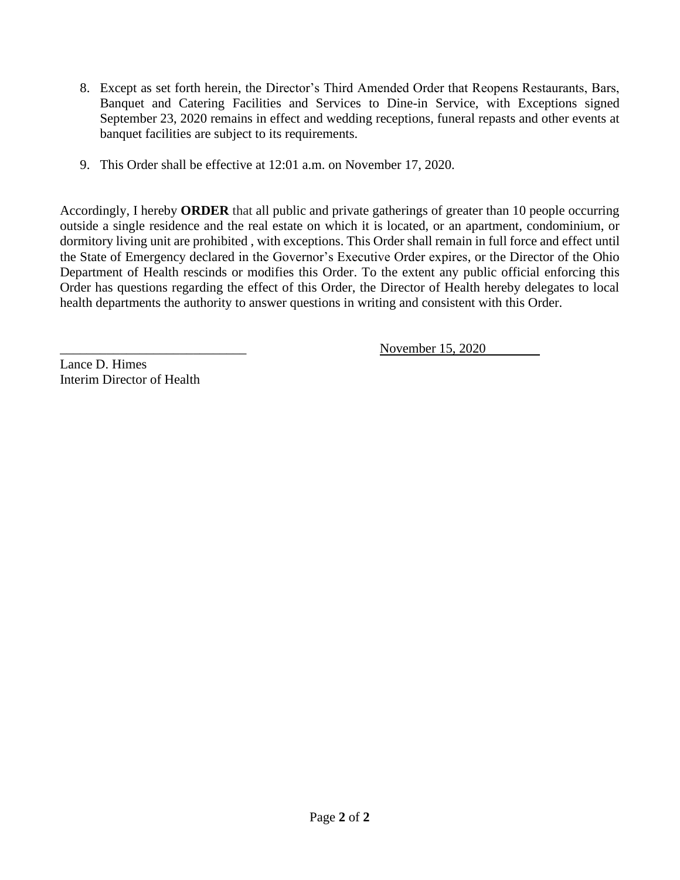8. Except as set forth herein, the Director's Third Amended Order that Reopens Restaurants, Bars, Banquet and Catering Facilities and Services to Dine-in Service, with Exceptions signed September 23, 2020 remains in effect and wedding receptions, funeral repasts and other events at banquet facilities are subject to its requirements.

9. This Order shall be effective at 12:01 a.m. on November 17, 2020.

Accordingly, I hereby **ORDER** that all public and private gatherings of greater than 10 people occurring outside a single residence and the real estate on which it is located, or an apartment, condominium, or dormitory living unit are prohibited , with exceptions. This Order shall remain in full force and effect until the State of Emergency declared in the Governor's Executive Order expires, or the Director of the Ohio Department of Health rescinds or modifies this Order. To the extent any public official enforcing this Order has questions regarding the effect of this Order, the Director of Health hereby delegates to local health departments the authority to answer questions in writing and consistent with this Order.

\_\_\_\_\_\_\_\_\_\_\_\_\_\_\_\_\_\_\_\_\_\_\_\_\_\_\_\_ November 15, 2020

Lance D. Himes
Interim Director of Health